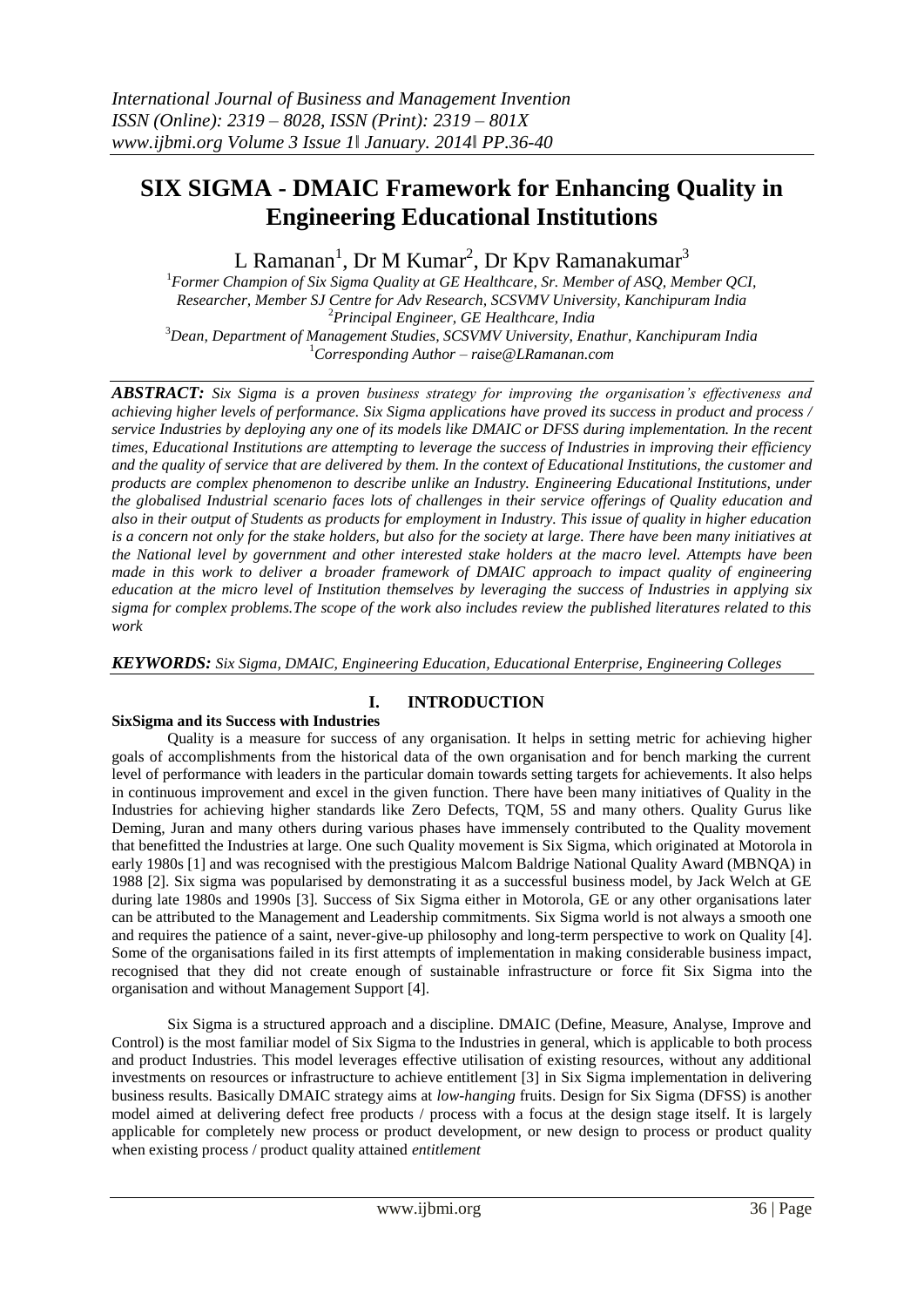# SIX SIGMA - DMAIC Framework for Enhancing Quality in Engineering Educational Institutions

L Ramanan[1], Dr M Kumar[2], Dr Kpv Ramanakumar[3]

[1]*Former Champion of Six Sigma Quality at GE Healthcare, Sr. Member of ASQ, Member QCI, Researcher, Member SJ Centre for Adv Research, SCSVMV University, Kanchipuram India*
[2]*Principal Engineer, GE Healthcare, India*
[3]*Dean, Department of Management Studies, SCSVMV University, Enathur, Kanchipuram India*
[1]*Corresponding Author – raise@LRamanan.com*

***ABSTRACT:*** *Six Sigma is a proven business strategy for improving the organisation's effectiveness and achieving higher levels of performance. Six Sigma applications have proved its success in product and process / service Industries by deploying any one of its models like DMAIC or DFSS during implementation. In the recent times, Educational Institutions are attempting to leverage the success of Industries in improving their efficiency and the quality of service that are delivered by them. In the context of Educational Institutions, the customer and products are complex phenomenon to describe unlike an Industry. Engineering Educational Institutions, under the globalised Industrial scenario faces lots of challenges in their service offerings of Quality education and also in their output of Students as products for employment in Industry. This issue of quality in higher education is a concern not only for the stake holders, but also for the society at large. There have been many initiatives at the National level by government and other interested stake holders at the macro level. Attempts have been made in this work to deliver a broader framework of DMAIC approach to impact quality of engineering education at the micro level of Institution themselves by leveraging the success of Industries in applying six sigma for complex problems.The scope of the work also includes review the published literatures related to this work*

***KEYWORDS:*** *Six Sigma, DMAIC, Engineering Education, Educational Enterprise, Engineering Colleges*

## I. INTRODUCTION

**SixSigma and its Success with Industries**

Quality is a measure for success of any organisation. It helps in setting metric for achieving higher goals of accomplishments from the historical data of the own organisation and for bench marking the current level of performance with leaders in the particular domain towards setting targets for achievements. It also helps in continuous improvement and excel in the given function. There have been many initiatives of Quality in the Industries for achieving higher standards like Zero Defects, TQM, 5S and many others. Quality Gurus like Deming, Juran and many others during various phases have immensely contributed to the Quality movement that benefitted the Industries at large. One such Quality movement is Six Sigma, which originated at Motorola in early 1980s [1] and was recognised with the prestigious Malcom Baldrige National Quality Award (MBNQA) in 1988 [2]. Six sigma was popularised by demonstrating it as a successful business model, by Jack Welch at GE during late 1980s and 1990s [3]. Success of Six Sigma either in Motorola, GE or any other organisations later can be attributed to the Management and Leadership commitments. Six Sigma world is not always a smooth one and requires the patience of a saint, never-give-up philosophy and long-term perspective to work on Quality [4]. Some of the organisations failed in its first attempts of implementation in making considerable business impact, recognised that they did not create enough of sustainable infrastructure or force fit Six Sigma into the organisation and without Management Support [4].

Six Sigma is a structured approach and a discipline. DMAIC (Define, Measure, Analyse, Improve and Control) is the most familiar model of Six Sigma to the Industries in general, which is applicable to both process and product Industries. This model leverages effective utilisation of existing resources, without any additional investments on resources or infrastructure to achieve entitlement [3] in Six Sigma implementation in delivering business results. Basically DMAIC strategy aims at *low-hanging* fruits. Design for Six Sigma (DFSS) is another model aimed at delivering defect free products / process with a focus at the design stage itself. It is largely applicable for completely new process or product development, or new design to process or product quality when existing process / product quality attained *entitlement*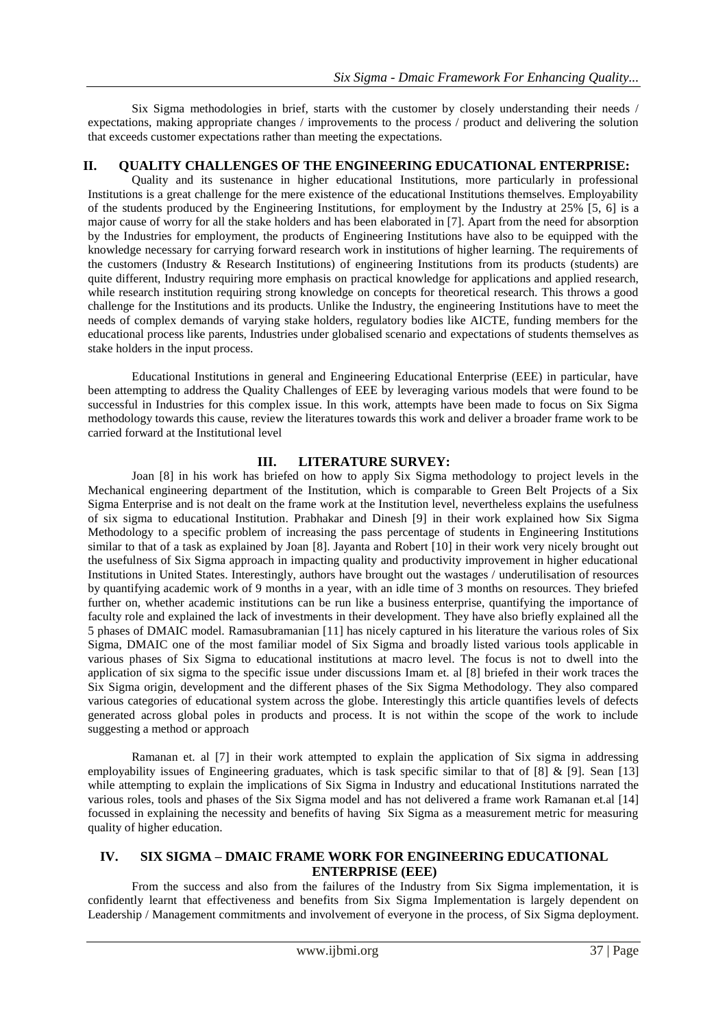Six Sigma methodologies in brief, starts with the customer by closely understanding their needs / expectations, making appropriate changes / improvements to the process / product and delivering the solution that exceeds customer expectations rather than meeting the expectations.

## II. QUALITY CHALLENGES OF THE ENGINEERING EDUCATIONAL ENTERPRISE:

Quality and its sustenance in higher educational Institutions, more particularly in professional Institutions is a great challenge for the mere existence of the educational Institutions themselves. Employability of the students produced by the Engineering Institutions, for employment by the Industry at 25% [5, 6] is a major cause of worry for all the stake holders and has been elaborated in [7]. Apart from the need for absorption by the Industries for employment, the products of Engineering Institutions have also to be equipped with the knowledge necessary for carrying forward research work in institutions of higher learning. The requirements of the customers (Industry & Research Institutions) of engineering Institutions from its products (students) are quite different, Industry requiring more emphasis on practical knowledge for applications and applied research, while research institution requiring strong knowledge on concepts for theoretical research. This throws a good challenge for the Institutions and its products. Unlike the Industry, the engineering Institutions have to meet the needs of complex demands of varying stake holders, regulatory bodies like AICTE, funding members for the educational process like parents, Industries under globalised scenario and expectations of students themselves as stake holders in the input process.

Educational Institutions in general and Engineering Educational Enterprise (EEE) in particular, have been attempting to address the Quality Challenges of EEE by leveraging various models that were found to be successful in Industries for this complex issue. In this work, attempts have been made to focus on Six Sigma methodology towards this cause, review the literatures towards this work and deliver a broader frame work to be carried forward at the Institutional level

## III. LITERATURE SURVEY:

Joan [8] in his work has briefed on how to apply Six Sigma methodology to project levels in the Mechanical engineering department of the Institution, which is comparable to Green Belt Projects of a Six Sigma Enterprise and is not dealt on the frame work at the Institution level, nevertheless explains the usefulness of six sigma to educational Institution. Prabhakar and Dinesh [9] in their work explained how Six Sigma Methodology to a specific problem of increasing the pass percentage of students in Engineering Institutions similar to that of a task as explained by Joan [8]. Jayanta and Robert [10] in their work very nicely brought out the usefulness of Six Sigma approach in impacting quality and productivity improvement in higher educational Institutions in United States. Interestingly, authors have brought out the wastages / underutilisation of resources by quantifying academic work of 9 months in a year, with an idle time of 3 months on resources. They briefed further on, whether academic institutions can be run like a business enterprise, quantifying the importance of faculty role and explained the lack of investments in their development. They have also briefly explained all the 5 phases of DMAIC model. Ramasubramanian [11] has nicely captured in his literature the various roles of Six Sigma, DMAIC one of the most familiar model of Six Sigma and broadly listed various tools applicable in various phases of Six Sigma to educational institutions at macro level. The focus is not to dwell into the application of six sigma to the specific issue under discussions Imam et. al [8] briefed in their work traces the Six Sigma origin, development and the different phases of the Six Sigma Methodology. They also compared various categories of educational system across the globe. Interestingly this article quantifies levels of defects generated across global poles in products and process. It is not within the scope of the work to include suggesting a method or approach

Ramanan et. al [7] in their work attempted to explain the application of Six sigma in addressing employability issues of Engineering graduates, which is task specific similar to that of [8] & [9]. Sean [13] while attempting to explain the implications of Six Sigma in Industry and educational Institutions narrated the various roles, tools and phases of the Six Sigma model and has not delivered a frame work Ramanan et.al [14] focussed in explaining the necessity and benefits of having Six Sigma as a measurement metric for measuring quality of higher education.

## IV. SIX SIGMA – DMAIC FRAME WORK FOR ENGINEERING EDUCATIONAL ENTERPRISE (EEE)

From the success and also from the failures of the Industry from Six Sigma implementation, it is confidently learnt that effectiveness and benefits from Six Sigma Implementation is largely dependent on Leadership / Management commitments and involvement of everyone in the process, of Six Sigma deployment.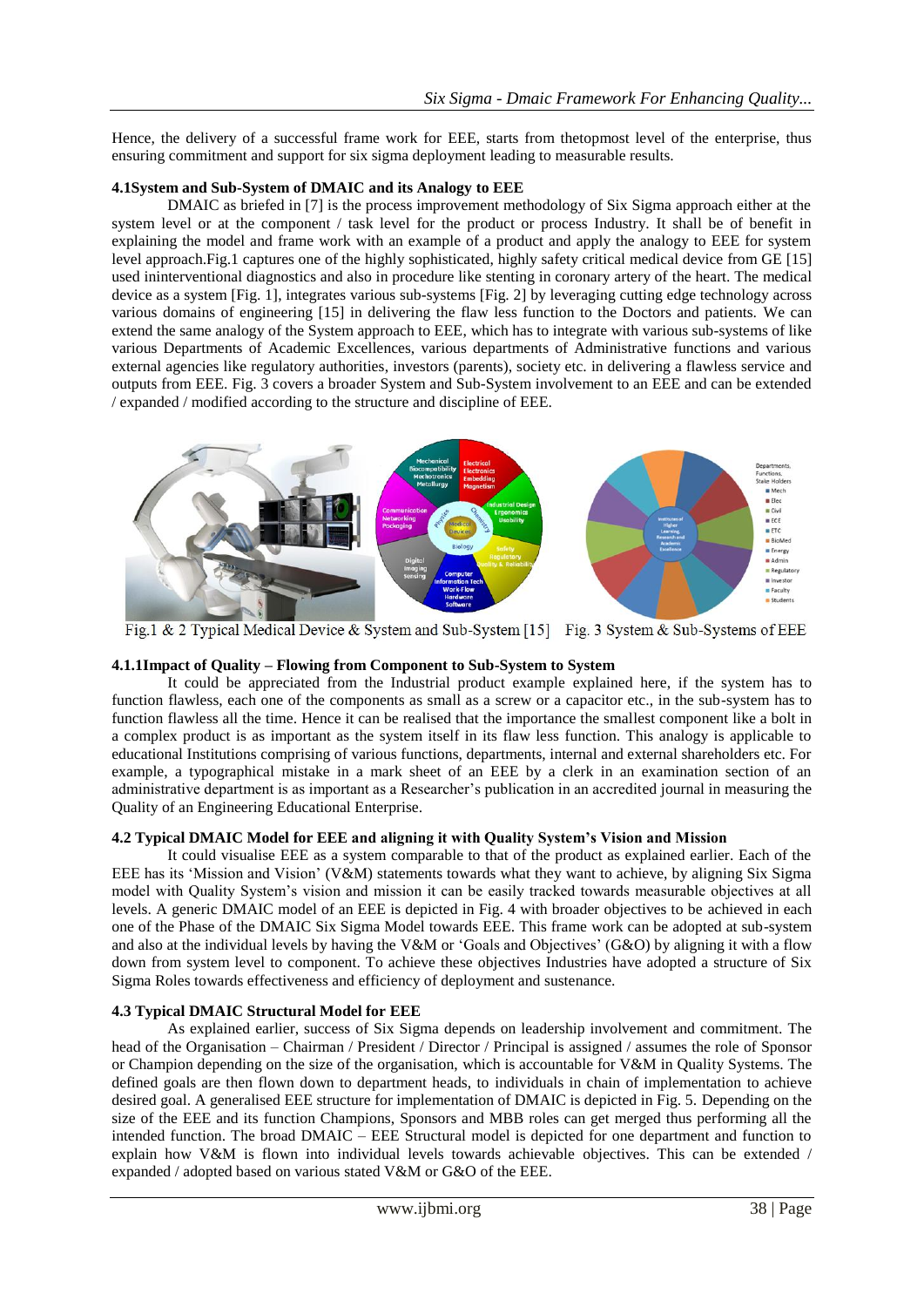Hence, the delivery of a successful frame work for EEE, starts from thetopmost level of the enterprise, thus ensuring commitment and support for six sigma deployment leading to measurable results.

### 4.1System and Sub-System of DMAIC and its Analogy to EEE

DMAIC as briefed in [7] is the process improvement methodology of Six Sigma approach either at the system level or at the component / task level for the product or process Industry. It shall be of benefit in explaining the model and frame work with an example of a product and apply the analogy to EEE for system level approach.Fig.1 captures one of the highly sophisticated, highly safety critical medical device from GE [15] used ininterventional diagnostics and also in procedure like stenting in coronary artery of the heart. The medical device as a system [Fig. 1], integrates various sub-systems [Fig. 2] by leveraging cutting edge technology across various domains of engineering [15] in delivering the flaw less function to the Doctors and patients. We can extend the same analogy of the System approach to EEE, which has to integrate with various sub-systems of like various Departments of Academic Excellences, various departments of Administrative functions and various external agencies like regulatory authorities, investors (parents), society etc. in delivering a flawless service and outputs from EEE. Fig. 3 covers a broader System and Sub-System involvement to an EEE and can be extended / expanded / modified according to the structure and discipline of EEE.

Fig.1 & 2 Typical Medical Device & System and Sub-System [15] Fig. 3 System & Sub-Systems of EEE

#### 4.1.1Impact of Quality – Flowing from Component to Sub-System to System

It could be appreciated from the Industrial product example explained here, if the system has to function flawless, each one of the components as small as a screw or a capacitor etc., in the sub-system has to function flawless all the time. Hence it can be realised that the importance the smallest component like a bolt in a complex product is as important as the system itself in its flaw less function. This analogy is applicable to educational Institutions comprising of various functions, departments, internal and external shareholders etc. For example, a typographical mistake in a mark sheet of an EEE by a clerk in an examination section of an administrative department is as important as a Researcher's publication in an accredited journal in measuring the Quality of an Engineering Educational Enterprise.

### 4.2 Typical DMAIC Model for EEE and aligning it with Quality System's Vision and Mission

It could visualise EEE as a system comparable to that of the product as explained earlier. Each of the EEE has its 'Mission and Vision' (V&M) statements towards what they want to achieve, by aligning Six Sigma model with Quality System's vision and mission it can be easily tracked towards measurable objectives at all levels. A generic DMAIC model of an EEE is depicted in Fig. 4 with broader objectives to be achieved in each one of the Phase of the DMAIC Six Sigma Model towards EEE. This frame work can be adopted at sub-system and also at the individual levels by having the V&M or 'Goals and Objectives' (G&O) by aligning it with a flow down from system level to component. To achieve these objectives Industries have adopted a structure of Six Sigma Roles towards effectiveness and efficiency of deployment and sustenance.

### 4.3 Typical DMAIC Structural Model for EEE

As explained earlier, success of Six Sigma depends on leadership involvement and commitment. The head of the Organisation – Chairman / President / Director / Principal is assigned / assumes the role of Sponsor or Champion depending on the size of the organisation, which is accountable for V&M in Quality Systems. The defined goals are then flown down to department heads, to individuals in chain of implementation to achieve desired goal. A generalised EEE structure for implementation of DMAIC is depicted in Fig. 5. Depending on the size of the EEE and its function Champions, Sponsors and MBB roles can get merged thus performing all the intended function. The broad DMAIC – EEE Structural model is depicted for one department and function to explain how V&M is flown into individual levels towards achievable objectives. This can be extended / expanded / adopted based on various stated V&M or G&O of the EEE.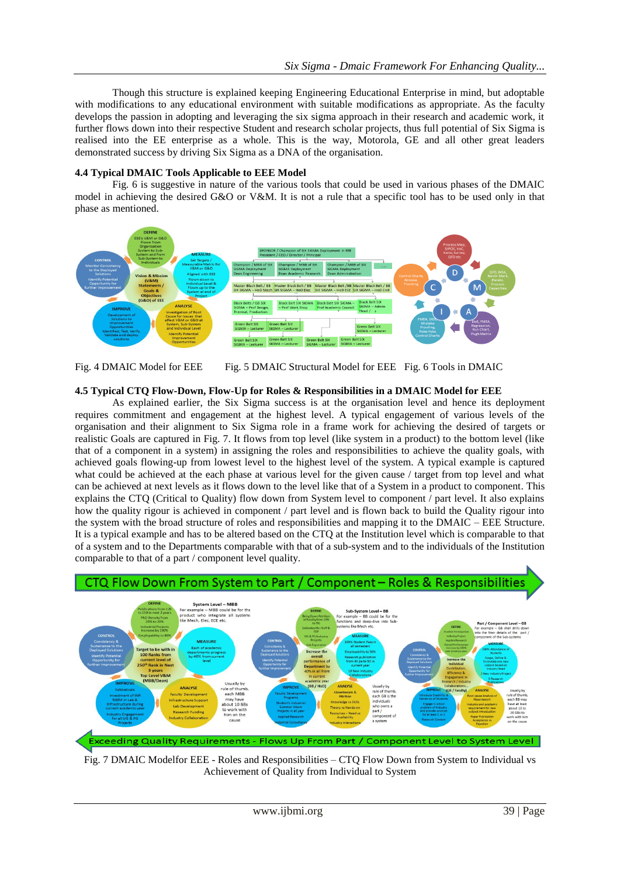Though this structure is explained keeping Engineering Educational Enterprise in mind, but adoptable with modifications to any educational environment with suitable modifications as appropriate. As the faculty develops the passion in adopting and leveraging the six sigma approach in their research and academic work, it further flows down into their respective Student and research scholar projects, thus full potential of Six Sigma is realised into the EE enterprise as a whole. This is the way, Motorola, GE and all other great leaders demonstrated success by driving Six Sigma as a DNA of the organisation.

### 4.4 Typical DMAIC Tools Applicable to EEE Model

Fig. 6 is suggestive in nature of the various tools that could be used in various phases of the DMAIC model in achieving the desired G&O or V&M. It is not a rule that a specific tool has to be used only in that phase as mentioned.

Fig. 4 DMAIC Model for EEE Fig. 5 DMAIC Structural Model for EEE Fig. 6 Tools in DMAIC

### 4.5 Typical CTQ Flow-Down, Flow-Up for Roles & Responsibilities in a DMAIC Model for EEE

As explained earlier, the Six Sigma success is at the organisation level and hence its deployment requires commitment and engagement at the highest level. A typical engagement of various levels of the organisation and their alignment to Six Sigma role in a frame work for achieving the desired of targets or realistic Goals are captured in Fig. 7. It flows from top level (like system in a product) to the bottom level (like that of a component in a system) in assigning the roles and responsibilities to achieve the quality goals, with achieved goals flowing-up from lowest level to the highest level of the system. A typical example is captured what could be achieved at the each phase at various level for the given cause / target from top level and what can be achieved at next levels as it flows down to the level like that of a System in a product to component. This explains the CTQ (Critical to Quality) flow down from System level to component / part level. It also explains how the quality rigour is achieved in component / part level and is flown back to build the Quality rigour into the system with the broad structure of roles and responsibilities and mapping it to the DMAIC – EEE Structure. It is a typical example and has to be altered based on the CTQ at the Institution level which is comparable to that of a system and to the Departments comparable with that of a sub-system and to the individuals of the Institution comparable to that of a part / component level quality.

Fig. 7 DMAIC Modelfor EEE - Roles and Responsibilities – CTQ Flow Down from System to Individual vs Achievement of Quality from Individual to System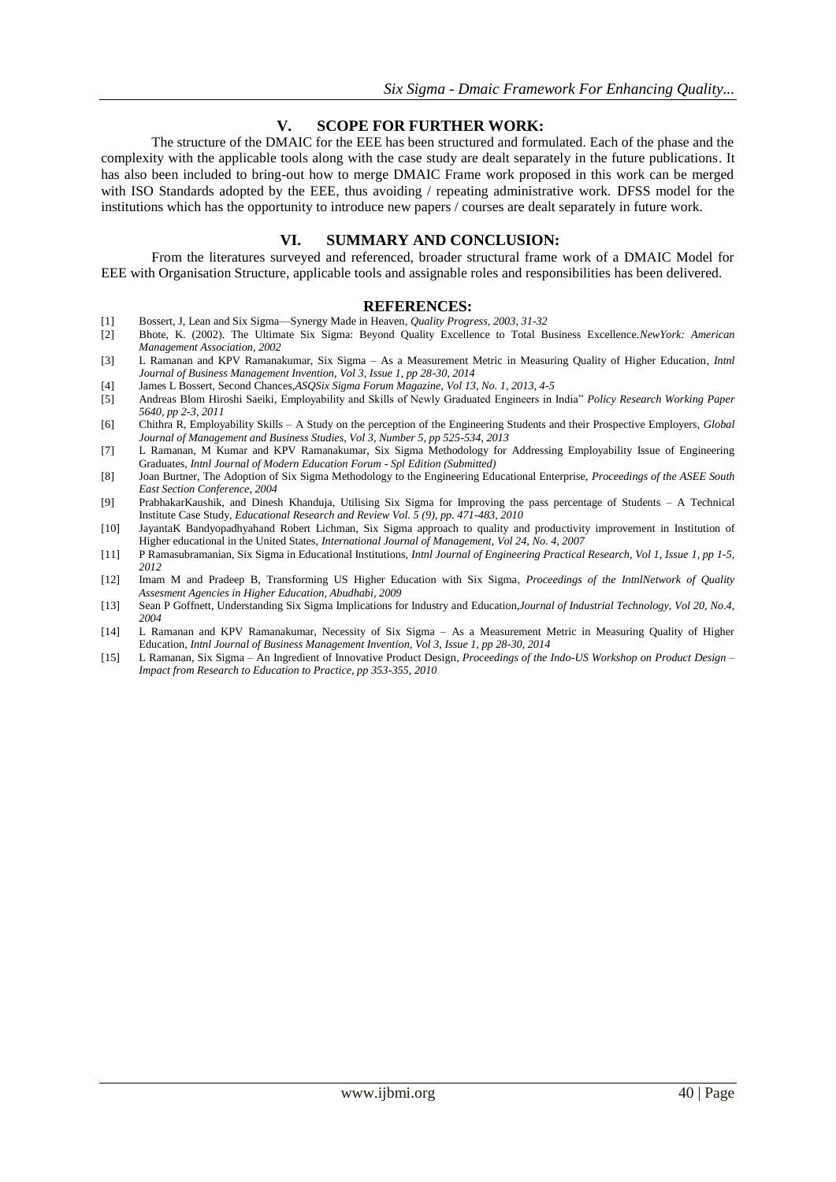## V. SCOPE FOR FURTHER WORK:

The structure of the DMAIC for the EEE has been structured and formulated. Each of the phase and the complexity with the applicable tools along with the case study are dealt separately in the future publications. It has also been included to bring-out how to merge DMAIC Frame work proposed in this work can be merged with ISO Standards adopted by the EEE, thus avoiding / repeating administrative work. DFSS model for the institutions which has the opportunity to introduce new papers / courses are dealt separately in future work.

## VI. SUMMARY AND CONCLUSION:

From the literatures surveyed and referenced, broader structural frame work of a DMAIC Model for EEE with Organisation Structure, applicable tools and assignable roles and responsibilities has been delivered.

## REFERENCES:

- [1] Bossert, J, Lean and Six Sigma—Synergy Made in Heaven, *Quality Progress, 2003, 31-32*
- [2] Bhote, K. (2002). The Ultimate Six Sigma: Beyond Quality Excellence to Total Business Excellence.*NewYork: American Management Association, 2002*
- [3] L Ramanan and KPV Ramanakumar, Six Sigma – As a Measurement Metric in Measuring Quality of Higher Education, *Intnl Journal of Business Management Invention, Vol 3, Issue 1, pp 28-30, 2014*
- [4] James L Bossert, Second Chances,*ASQSix Sigma Forum Magazine, Vol 13, No. 1, 2013, 4-5*
- [5] Andreas Blom Hiroshi Saeiki, Employability and Skills of Newly Graduated Engineers in India" *Policy Research Working Paper 5640, pp 2-3, 2011*
- [6] Chithra R, Employability Skills – A Study on the perception of the Engineering Students and their Prospective Employers, *Global Journal of Management and Business Studies, Vol 3, Number 5, pp 525-534, 2013*
- [7] L Ramanan, M Kumar and KPV Ramanakumar, Six Sigma Methodology for Addressing Employability Issue of Engineering Graduates, *Intnl Journal of Modern Education Forum - Spl Edition (Submitted)*
- [8] Joan Burtner, The Adoption of Six Sigma Methodology to the Engineering Educational Enterprise, *Proceedings of the ASEE South East Section Conference, 2004*
- [9] PrabhakarKaushik, and Dinesh Khanduja, Utilising Six Sigma for Improving the pass percentage of Students – A Technical Institute Case Study, *Educational Research and Review Vol. 5 (9), pp. 471-483, 2010*
- [10] JayantaK Bandyopadhyahand Robert Lichman, Six Sigma approach to quality and productivity improvement in Institution of Higher educational in the United States, *International Journal of Management, Vol 24, No. 4, 2007*
- [11] P Ramasubramanian, Six Sigma in Educational Institutions, *Intnl Journal of Engineering Practical Research, Vol 1, Issue 1, pp 1-5, 2012*
- [12] Imam M and Pradeep B, Transforming US Higher Education with Six Sigma, *Proceedings of the IntnlNetwork of Quality Assesment Agencies in Higher Education, Abudhabi, 2009*
- [13] Sean P Goffnett, Understanding Six Sigma Implications for Industry and Education,*Journal of Industrial Technology, Vol 20, No.4, 2004*
- [14] L Ramanan and KPV Ramanakumar, Necessity of Six Sigma – As a Measurement Metric in Measuring Quality of Higher Education, *Intnl Journal of Business Management Invention, Vol 3, Issue 1, pp 28-30, 2014*
- [15] L Ramanan, Six Sigma – An Ingredient of Innovative Product Design, *Proceedings of the Indo-US Workshop on Product Design – Impact from Research to Education to Practice, pp 353-355, 2010*